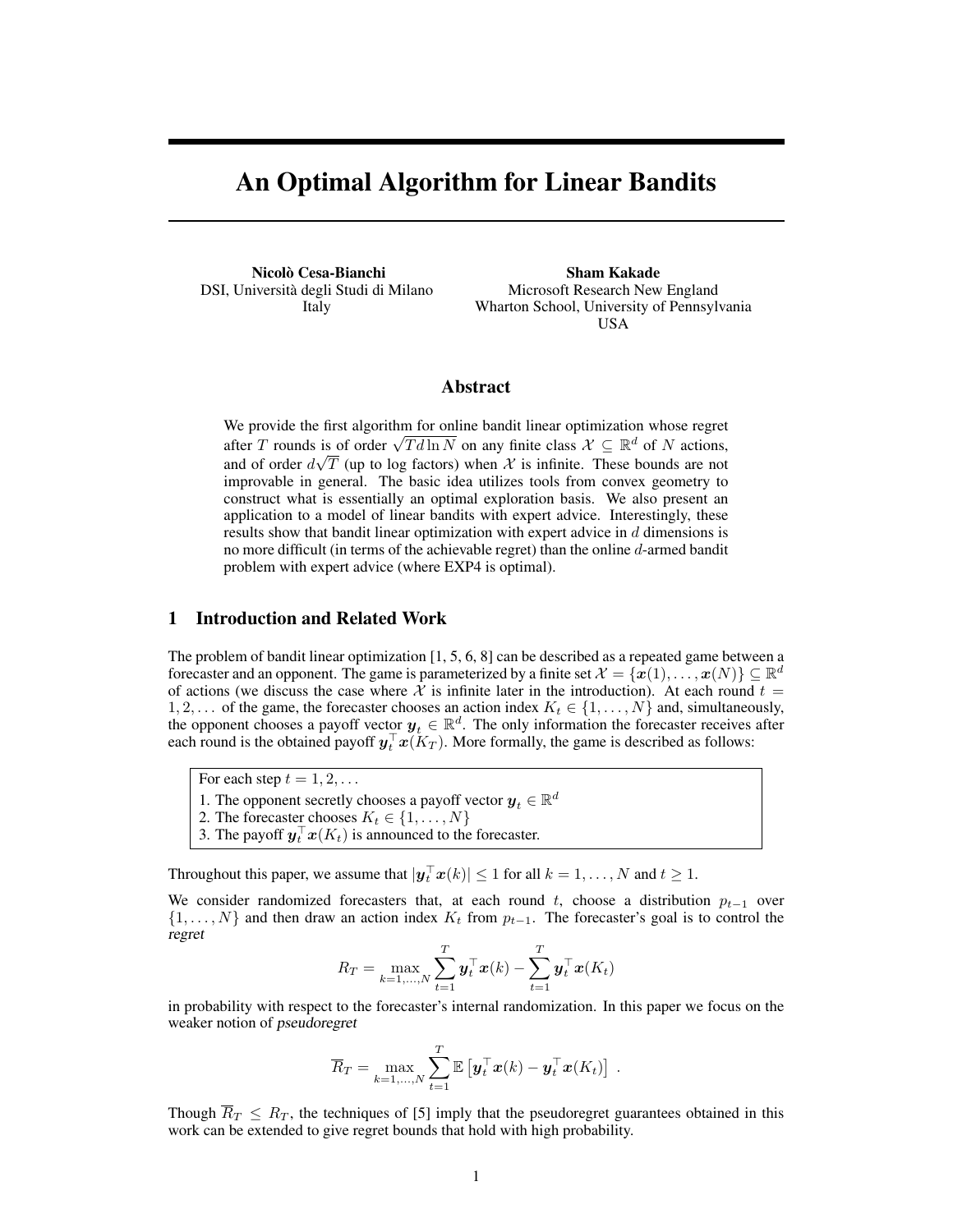# An Optimal Algorithm for Linear Bandits

**Nicolò Cesa-Bianchi**
DSI, Università degli Studi di Milano
Italy

**Sham Kakade**
Microsoft Research New England
Wharton School, University of Pennsylvania
USA

## Abstract

We provide the first algorithm for online bandit linear optimization whose regret after $T$ rounds is of order $\sqrt{Td \ln N}$ on any finite class $\mathcal{X} \subseteq \mathbb{R}^d$ of $N$ actions, and of order $d\sqrt{T}$ (up to log factors) when $\mathcal{X}$ is infinite. These bounds are not improvable in general. The basic idea utilizes tools from convex geometry to construct what is essentially an optimal exploration basis. We also present an application to a model of linear bandits with expert advice. Interestingly, these results show that bandit linear optimization with expert advice in $d$ dimensions is no more difficult (in terms of the achievable regret) than the online $d$-armed bandit problem with expert advice (where EXP4 is optimal).

## 1 Introduction and Related Work

The problem of bandit linear optimization [1, 5, 6, 8] can be described as a repeated game between a forecaster and an opponent. The game is parameterized by a finite set $\mathcal{X} = \{\boldsymbol{x}(1), \ldots, \boldsymbol{x}(N)\} \subseteq \mathbb{R}^d$ of actions (we discuss the case where $\mathcal{X}$ is infinite later in the introduction). At each round $t = 1, 2, \ldots$ of the game, the forecaster chooses an action index $K_t \in \{1, \ldots, N\}$ and, simultaneously, the opponent chooses a payoff vector $\boldsymbol{y}_t \in \mathbb{R}^d$. The only information the forecaster receives after each round is the obtained payoff $\boldsymbol{y}_t^\top \boldsymbol{x}(K_T)$. More formally, the game is described as follows:

For each step $t = 1, 2, \ldots$
1. The opponent secretly chooses a payoff vector $\boldsymbol{y}_t \in \mathbb{R}^d$
2. The forecaster chooses $K_t \in \{1, \ldots, N\}$
3. The payoff $\boldsymbol{y}_t^\top \boldsymbol{x}(K_t)$ is announced to the forecaster.

Throughout this paper, we assume that $|\boldsymbol{y}_t^\top \boldsymbol{x}(k)| \leq 1$ for all $k = 1, \ldots, N$ and $t \geq 1$.

We consider randomized forecasters that, at each round $t$, choose a distribution $p_{t-1}$ over $\{1, \ldots, N\}$ and then draw an action index $K_t$ from $p_{t-1}$. The forecaster's goal is to control the *regret*

$$R_T = \max_{k=1,\ldots,N} \sum_{t=1}^{T} \boldsymbol{y}_t^\top \boldsymbol{x}(k) - \sum_{t=1}^{T} \boldsymbol{y}_t^\top \boldsymbol{x}(K_t)$$

in probability with respect to the forecaster's internal randomization. In this paper we focus on the weaker notion of *pseudoregret*

$$\overline{R}_T = \max_{k=1,\ldots,N} \sum_{t=1}^{T} \mathbb{E}\left[\boldsymbol{y}_t^\top \boldsymbol{x}(k) - \boldsymbol{y}_t^\top \boldsymbol{x}(K_t)\right] .$$

Though $\overline{R}_T \leq R_T$, the techniques of [5] imply that the pseudoregret guarantees obtained in this work can be extended to give regret bounds that hold with high probability.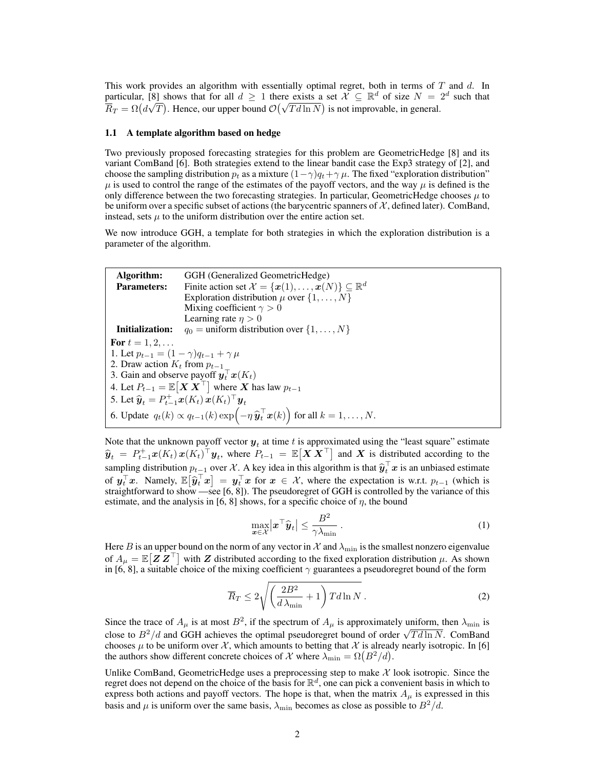This work provides an algorithm with essentially optimal regret, both in terms of $T$ and $d$. In particular, [8] shows that for all $d \geq 1$ there exists a set $\mathcal{X} \subseteq \mathbb{R}^d$ of size $N = 2^d$ such that $\overline{R}_T = \Omega\big(d\sqrt{T}\big)$. Hence, our upper bound $\mathcal{O}\big(\sqrt{Td\ln N}\big)$ is not improvable, in general.

### 1.1 A template algorithm based on hedge

Two previously proposed forecasting strategies for this problem are GeometricHedge [8] and its variant ComBand [6]. Both strategies extend to the linear bandit case the Exp3 strategy of [2], and choose the sampling distribution $p_t$ as a mixture $(1-\gamma)q_t + \gamma\,\mu$. The fixed "exploration distribution" $\mu$ is used to control the range of the estimates of the payoff vectors, and the way $\mu$ is defined is the only difference between the two forecasting strategies. In particular, GeometricHedge chooses $\mu$ to be uniform over a specific subset of actions (the barycentric spanners of $\mathcal{X}$, defined later). ComBand, instead, sets $\mu$ to the uniform distribution over the entire action set.

We now introduce GGH, a template for both strategies in which the exploration distribution is a parameter of the algorithm.

**Algorithm:** GGH (Generalized GeometricHedge)
**Parameters:** Finite action set $\mathcal{X} = \{\boldsymbol{x}(1), \ldots, \boldsymbol{x}(N)\} \subseteq \mathbb{R}^d$
Exploration distribution $\mu$ over $\{1, \ldots, N\}$
Mixing coefficient $\gamma > 0$
Learning rate $\eta > 0$
**Initialization:** $q_0$ = uniform distribution over $\{1, \ldots, N\}$

**For** $t = 1, 2, \ldots$
1. Let $p_{t-1} = (1-\gamma)q_{t-1} + \gamma\,\mu$
2. Draw action $K_t$ from $p_{t-1}$
3. Gain and observe payoff $\boldsymbol{y}_t^\top \boldsymbol{x}(K_t)$
4. Let $P_{t-1} = \mathbb{E}\big[\boldsymbol{X}\,\boldsymbol{X}^\top\big]$ where $\boldsymbol{X}$ has law $p_{t-1}$
5. Let $\widehat{\boldsymbol{y}}_t = P_{t-1}^+ \boldsymbol{x}(K_t)\,\boldsymbol{x}(K_t)^\top \boldsymbol{y}_t$
6. Update $q_t(k) \propto q_{t-1}(k)\exp\Big(-\eta\,\widehat{\boldsymbol{y}}_t^\top \boldsymbol{x}(k)\Big)$ for all $k = 1, \ldots, N$.

Note that the unknown payoff vector $\boldsymbol{y}_t$ at time $t$ is approximated using the "least square" estimate $\widehat{\boldsymbol{y}}_t = P_{t-1}^+ \boldsymbol{x}(K_t)\,\boldsymbol{x}(K_t)^\top \boldsymbol{y}_t$, where $P_{t-1} = \mathbb{E}\big[\boldsymbol{X}\,\boldsymbol{X}^\top\big]$ and $\boldsymbol{X}$ is distributed according to the sampling distribution $p_{t-1}$ over $\mathcal{X}$. A key idea in this algorithm is that $\widehat{\boldsymbol{y}}_t^\top \boldsymbol{x}$ is an unbiased estimate of $\boldsymbol{y}_t^\top \boldsymbol{x}$. Namely, $\mathbb{E}\big[\widehat{\boldsymbol{y}}_t^\top \boldsymbol{x}\big] = \boldsymbol{y}_t^\top \boldsymbol{x}$ for $\boldsymbol{x} \in \mathcal{X}$, where the expectation is w.r.t. $p_{t-1}$ (which is straightforward to show —see [6, 8]). The pseudoregret of GGH is controlled by the variance of this estimate, and the analysis in [6, 8] shows, for a specific choice of $\eta$, the bound

$$\max_{\boldsymbol{x}\in\mathcal{X}} \big|\boldsymbol{x}^\top \widehat{\boldsymbol{y}}_t\big| \leq \frac{B^2}{\gamma \lambda_{\min}}\,. \tag{1}$$

Here $B$ is an upper bound on the norm of any vector in $\mathcal{X}$ and $\lambda_{\min}$ is the smallest nonzero eigenvalue of $A_\mu = \mathbb{E}\big[\boldsymbol{Z}\,\boldsymbol{Z}^\top\big]$ with $\boldsymbol{Z}$ distributed according to the fixed exploration distribution $\mu$. As shown in [6, 8], a suitable choice of the mixing coefficient $\gamma$ guarantees a pseudoregret bound of the form

$$\overline{R}_T \leq 2\sqrt{\left(\frac{2B^2}{d\,\lambda_{\min}} + 1\right) Td\ln N}\,. \tag{2}$$

Since the trace of $A_\mu$ is at most $B^2$, if the spectrum of $A_\mu$ is approximately uniform, then $\lambda_{\min}$ is close to $B^2/d$ and GGH achieves the optimal pseudoregret bound of order $\sqrt{Td\ln N}$. ComBand chooses $\mu$ to be uniform over $\mathcal{X}$, which amounts to betting that $\mathcal{X}$ is already nearly isotropic. In [6] the authors show different concrete choices of $\mathcal{X}$ where $\lambda_{\min} = \Omega\big(B^2/d\big)$.

Unlike ComBand, GeometricHedge uses a preprocessing step to make $\mathcal{X}$ look isotropic. Since the regret does not depend on the choice of the basis for $\mathbb{R}^d$, one can pick a convenient basis in which to express both actions and payoff vectors. The hope is that, when the matrix $A_\mu$ is expressed in this basis and $\mu$ is uniform over the same basis, $\lambda_{\min}$ becomes as close as possible to $B^2/d$.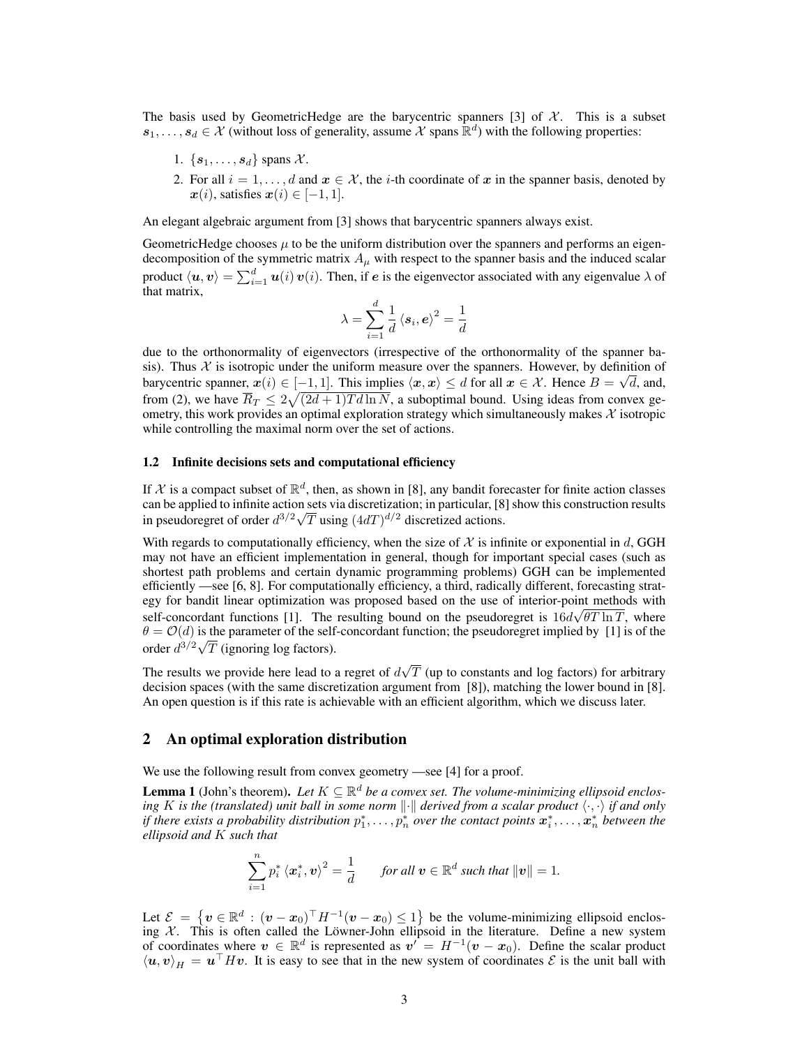The basis used by GeometricHedge are the barycentric spanners [3] of $\mathcal{X}$. This is a subset $\boldsymbol{s}_1, \ldots, \boldsymbol{s}_d \in \mathcal{X}$ (without loss of generality, assume $\mathcal{X}$ spans $\mathbb{R}^d$) with the following properties:

1. $\{\boldsymbol{s}_1, \ldots, \boldsymbol{s}_d\}$ spans $\mathcal{X}$.
2. For all $i = 1, \ldots, d$ and $\boldsymbol{x} \in \mathcal{X}$, the $i$-th coordinate of $\boldsymbol{x}$ in the spanner basis, denoted by $\boldsymbol{x}(i)$, satisfies $\boldsymbol{x}(i) \in [-1, 1]$.

An elegant algebraic argument from [3] shows that barycentric spanners always exist.

GeometricHedge chooses $\mu$ to be the uniform distribution over the spanners and performs an eigendecomposition of the symmetric matrix $A_\mu$ with respect to the spanner basis and the induced scalar product $\langle \boldsymbol{u}, \boldsymbol{v} \rangle = \sum_{i=1}^{d} \boldsymbol{u}(i)\, \boldsymbol{v}(i)$. Then, if $\boldsymbol{e}$ is the eigenvector associated with any eigenvalue $\lambda$ of that matrix,

$$\lambda = \sum_{i=1}^{d} \frac{1}{d} \langle \boldsymbol{s}_i, \boldsymbol{e} \rangle^2 = \frac{1}{d}$$

due to the orthonormality of eigenvectors (irrespective of the orthonormality of the spanner basis). Thus $\mathcal{X}$ is isotropic under the uniform measure over the spanners. However, by definition of barycentric spanner, $\boldsymbol{x}(i) \in [-1, 1]$. This implies $\langle \boldsymbol{x}, \boldsymbol{x} \rangle \le d$ for all $\boldsymbol{x} \in \mathcal{X}$. Hence $B = \sqrt{d}$, and, from (2), we have $\overline{R}_T \le 2\sqrt{(2d+1)Td \ln N}$, a suboptimal bound. Using ideas from convex geometry, this work provides an optimal exploration strategy which simultaneously makes $\mathcal{X}$ isotropic while controlling the maximal norm over the set of actions.

### 1.2 Infinite decisions sets and computational efficiency

If $\mathcal{X}$ is a compact subset of $\mathbb{R}^d$, then, as shown in [8], any bandit forecaster for finite action classes can be applied to infinite action sets via discretization; in particular, [8] show this construction results in pseudoregret of order $d^{3/2}\sqrt{T}$ using $(4dT)^{d/2}$ discretized actions.

With regards to computationally efficiency, when the size of $\mathcal{X}$ is infinite or exponential in $d$, GGH may not have an efficient implementation in general, though for important special cases (such as shortest path problems and certain dynamic programming problems) GGH can be implemented efficiently —see [6, 8]. For computationally efficiency, a third, radically different, forecasting strategy for bandit linear optimization was proposed based on the use of interior-point methods with self-concordant functions [1]. The resulting bound on the pseudoregret is $16d\sqrt{\theta T \ln T}$, where $\theta = \mathcal{O}(d)$ is the parameter of the self-concordant function; the pseudoregret implied by [1] is of the order $d^{3/2}\sqrt{T}$ (ignoring log factors).

The results we provide here lead to a regret of $d\sqrt{T}$ (up to constants and log factors) for arbitrary decision spaces (with the same discretization argument from [8]), matching the lower bound in [8]. An open question is if this rate is achievable with an efficient algorithm, which we discuss later.

## 2 An optimal exploration distribution

We use the following result from convex geometry —see [4] for a proof.

**Lemma 1** (John's theorem). *Let $K \subseteq \mathbb{R}^d$ be a convex set. The volume-minimizing ellipsoid enclosing $K$ is the (translated) unit ball in some norm $\|\cdot\|$ derived from a scalar product $\langle \cdot, \cdot \rangle$ if and only if there exists a probability distribution $p_1^*, \ldots, p_n^*$ over the contact points $\boldsymbol{x}_i^*, \ldots, \boldsymbol{x}_n^*$ between the ellipsoid and $K$ such that*

$$\sum_{i=1}^{n} p_i^* \langle \boldsymbol{x}_i^*, \boldsymbol{v} \rangle^2 = \frac{1}{d} \qquad \textit{for all } \boldsymbol{v} \in \mathbb{R}^d \textit{ such that } \|\boldsymbol{v}\| = 1.$$

Let $\mathcal{E} = \left\{ \boldsymbol{v} \in \mathbb{R}^d : (\boldsymbol{v} - \boldsymbol{x}_0)^\top H^{-1} (\boldsymbol{v} - \boldsymbol{x}_0) \le 1 \right\}$ be the volume-minimizing ellipsoid enclosing $\mathcal{X}$. This is often called the Löwner-John ellipsoid in the literature. Define a new system of coordinates where $\boldsymbol{v} \in \mathbb{R}^d$ is represented as $\boldsymbol{v}' = H^{-1}(\boldsymbol{v} - \boldsymbol{x}_0)$. Define the scalar product $\langle \boldsymbol{u}, \boldsymbol{v} \rangle_H = \boldsymbol{u}^\top H \boldsymbol{v}$. It is easy to see that in the new system of coordinates $\mathcal{E}$ is the unit ball with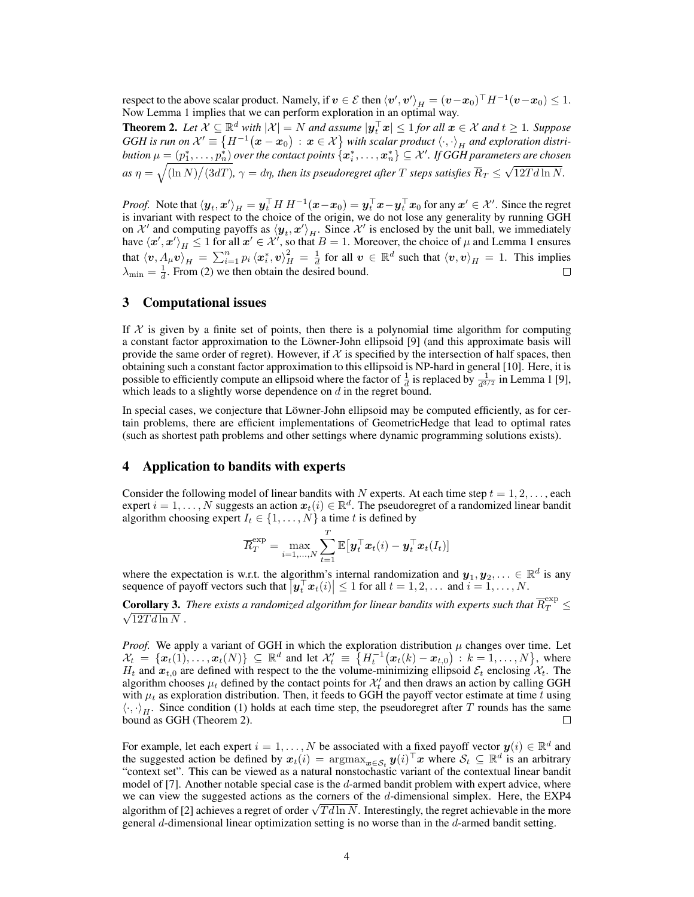respect to the above scalar product. Namely, if $\boldsymbol{v} \in \mathcal{E}$ then $\langle \boldsymbol{v}', \boldsymbol{v}' \rangle_H = (\boldsymbol{v} - \boldsymbol{x}_0)^\top H^{-1} (\boldsymbol{v} - \boldsymbol{x}_0) \le 1$. Now Lemma 1 implies that we can perform exploration in an optimal way.

**Theorem 2.** *Let $\mathcal{X} \subseteq \mathbb{R}^d$ with $|\mathcal{X}| = N$ and assume $|\boldsymbol{y}_t^\top \boldsymbol{x}| \le 1$ for all $\boldsymbol{x} \in \mathcal{X}$ and $t \ge 1$. Suppose GGH is run on $\mathcal{X}' \equiv \{ H^{-1}(\boldsymbol{x} - \boldsymbol{x}_0) \,:\, \boldsymbol{x} \in \mathcal{X} \}$ with scalar product $\langle \cdot, \cdot \rangle_H$ and exploration distribution $\mu = (p_1^*, \ldots, p_n^*)$ over the contact points $\{\boldsymbol{x}_i^*, \ldots, \boldsymbol{x}_n^*\} \subseteq \mathcal{X}'$. If GGH parameters are chosen as $\eta = \sqrt{(\ln N)/(3dT)}$, $\gamma = d\eta$, then its pseudoregret after $T$ steps satisfies $\overline{R}_T \le \sqrt{12Td\ln N}$.*

*Proof.* Note that $\langle \boldsymbol{y}_t, \boldsymbol{x}' \rangle_H = \boldsymbol{y}_t^\top H\, H^{-1}(\boldsymbol{x} - \boldsymbol{x}_0) = \boldsymbol{y}_t^\top \boldsymbol{x} - \boldsymbol{y}_t^\top \boldsymbol{x}_0$ for any $\boldsymbol{x}' \in \mathcal{X}'$. Since the regret is invariant with respect to the choice of the origin, we do not lose any generality by running GGH on $\mathcal{X}'$ and computing payoffs as $\langle \boldsymbol{y}_t, \boldsymbol{x}' \rangle_H$. Since $\mathcal{X}'$ is enclosed by the unit ball, we immediately have $\langle \boldsymbol{x}', \boldsymbol{x}' \rangle_H \le 1$ for all $\boldsymbol{x}' \in \mathcal{X}'$, so that $B = 1$. Moreover, the choice of $\mu$ and Lemma 1 ensures that $\langle \boldsymbol{v}, A_\mu \boldsymbol{v} \rangle_H = \sum_{i=1}^n p_i \langle \boldsymbol{x}_i^*, \boldsymbol{v} \rangle_H^2 = \frac{1}{d}$ for all $\boldsymbol{v} \in \mathbb{R}^d$ such that $\langle \boldsymbol{v}, \boldsymbol{v} \rangle_H = 1$. This implies $\lambda_{\min} = \frac{1}{d}$. From (2) we then obtain the desired bound. □

## 3 Computational issues

If $\mathcal{X}$ is given by a finite set of points, then there is a polynomial time algorithm for computing a constant factor approximation to the Löwner-John ellipsoid [9] (and this approximate basis will provide the same order of regret). However, if $\mathcal{X}$ is specified by the intersection of half spaces, then obtaining such a constant factor approximation to this ellipsoid is NP-hard in general [10]. Here, it is possible to efficiently compute an ellipsoid where the factor of $\frac{1}{d}$ is replaced by $\frac{1}{d^{3/2}}$ in Lemma 1 [9], which leads to a slightly worse dependence on $d$ in the regret bound.

In special cases, we conjecture that Löwner-John ellipsoid may be computed efficiently, as for certain problems, there are efficient implementations of GeometricHedge that lead to optimal rates (such as shortest path problems and other settings where dynamic programming solutions exists).

## 4 Application to bandits with experts

Consider the following model of linear bandits with $N$ experts. At each time step $t = 1, 2, \ldots$, each expert $i = 1, \ldots, N$ suggests an action $\boldsymbol{x}_t(i) \in \mathbb{R}^d$. The pseudoregret of a randomized linear bandit algorithm choosing expert $I_t \in \{1, \ldots, N\}$ a time $t$ is defined by

$$\overline{R}_T^{\exp} = \max_{i=1,\ldots,N} \sum_{t=1}^{T} \mathbb{E}\big[\boldsymbol{y}_t^\top \boldsymbol{x}_t(i) - \boldsymbol{y}_t^\top \boldsymbol{x}_t(I_t)\big]$$

where the expectation is w.r.t. the algorithm's internal randomization and $\boldsymbol{y}_1, \boldsymbol{y}_2, \ldots \in \mathbb{R}^d$ is any sequence of payoff vectors such that $\big|\boldsymbol{y}_t^\top \boldsymbol{x}_t(i)\big| \le 1$ for all $t = 1, 2, \ldots$ and $i = 1, \ldots, N$.

**Corollary 3.** *There exists a randomized algorithm for linear bandits with experts such that $\overline{R}_T^{\exp} \le \sqrt{12Td\ln N}$ .*

*Proof.* We apply a variant of GGH in which the exploration distribution $\mu$ changes over time. Let $\mathcal{X}_t = \{\boldsymbol{x}_t(1), \ldots, \boldsymbol{x}_t(N)\} \subseteq \mathbb{R}^d$ and let $\mathcal{X}_t' \equiv \{ H_t^{-1}(\boldsymbol{x}_t(k) - \boldsymbol{x}_{t,0}) \,:\, k = 1, \ldots, N \}$, where $H_t$ and $\boldsymbol{x}_{t,0}$ are defined with respect to the the volume-minimizing ellipsoid $\mathcal{E}_t$ enclosing $\mathcal{X}_t$. The algorithm chooses $\mu_t$ defined by the contact points for $\mathcal{X}_t'$ and then draws an action by calling GGH with $\mu_t$ as exploration distribution. Then, it feeds to GGH the payoff vector estimate at time $t$ using $\langle \cdot, \cdot \rangle_H$. Since condition (1) holds at each time step, the pseudoregret after $T$ rounds has the same bound as GGH (Theorem 2). □

For example, let each expert $i = 1, \ldots, N$ be associated with a fixed payoff vector $\boldsymbol{y}(i) \in \mathbb{R}^d$ and the suggested action be defined by $\boldsymbol{x}_t(i) = \operatorname{argmax}_{\boldsymbol{x} \in \mathcal{S}_t} \boldsymbol{y}(i)^\top \boldsymbol{x}$ where $\mathcal{S}_t \subseteq \mathbb{R}^d$ is an arbitrary "context set". This can be viewed as a natural nonstochastic variant of the contextual linear bandit model of [7]. Another notable special case is the $d$-armed bandit problem with expert advice, where we can view the suggested actions as the corners of the $d$-dimensional simplex. Here, the EXP4 algorithm of [2] achieves a regret of order $\sqrt{Td\ln N}$. Interestingly, the regret achievable in the more general $d$-dimensional linear optimization setting is no worse than in the $d$-armed bandit setting.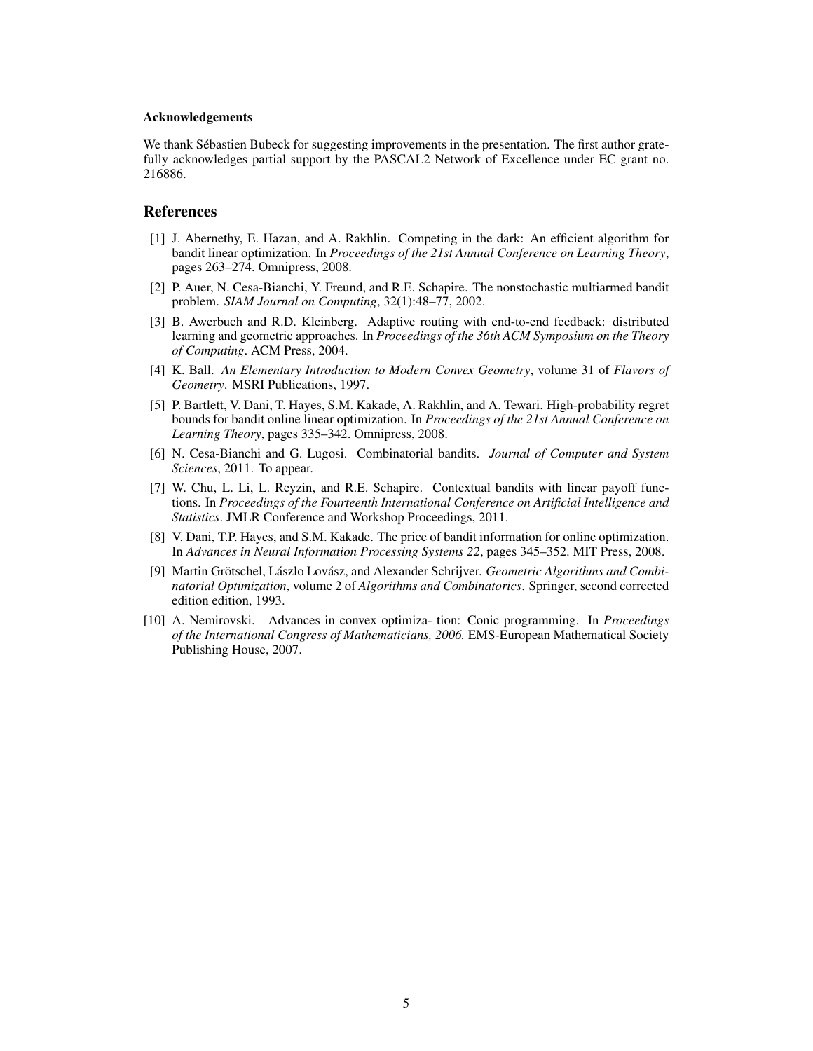#### Acknowledgements

We thank Sébastien Bubeck for suggesting improvements in the presentation. The first author gratefully acknowledges partial support by the PASCAL2 Network of Excellence under EC grant no. 216886.

## References

[1] J. Abernethy, E. Hazan, and A. Rakhlin. Competing in the dark: An efficient algorithm for bandit linear optimization. In *Proceedings of the 21st Annual Conference on Learning Theory*, pages 263–274. Omnipress, 2008.

[2] P. Auer, N. Cesa-Bianchi, Y. Freund, and R.E. Schapire. The nonstochastic multiarmed bandit problem. *SIAM Journal on Computing*, 32(1):48–77, 2002.

[3] B. Awerbuch and R.D. Kleinberg. Adaptive routing with end-to-end feedback: distributed learning and geometric approaches. In *Proceedings of the 36th ACM Symposium on the Theory of Computing*. ACM Press, 2004.

[4] K. Ball. *An Elementary Introduction to Modern Convex Geometry*, volume 31 of *Flavors of Geometry*. MSRI Publications, 1997.

[5] P. Bartlett, V. Dani, T. Hayes, S.M. Kakade, A. Rakhlin, and A. Tewari. High-probability regret bounds for bandit online linear optimization. In *Proceedings of the 21st Annual Conference on Learning Theory*, pages 335–342. Omnipress, 2008.

[6] N. Cesa-Bianchi and G. Lugosi. Combinatorial bandits. *Journal of Computer and System Sciences*, 2011. To appear.

[7] W. Chu, L. Li, L. Reyzin, and R.E. Schapire. Contextual bandits with linear payoff functions. In *Proceedings of the Fourteenth International Conference on Artificial Intelligence and Statistics*. JMLR Conference and Workshop Proceedings, 2011.

[8] V. Dani, T.P. Hayes, and S.M. Kakade. The price of bandit information for online optimization. In *Advances in Neural Information Processing Systems 22*, pages 345–352. MIT Press, 2008.

[9] Martin Grötschel, Lászlo Lovász, and Alexander Schrijver. *Geometric Algorithms and Combinatorial Optimization*, volume 2 of *Algorithms and Combinatorics*. Springer, second corrected edition edition, 1993.

[10] A. Nemirovski. Advances in convex optimiza- tion: Conic programming. In *Proceedings of the International Congress of Mathematicians, 2006.* EMS-European Mathematical Society Publishing House, 2007.